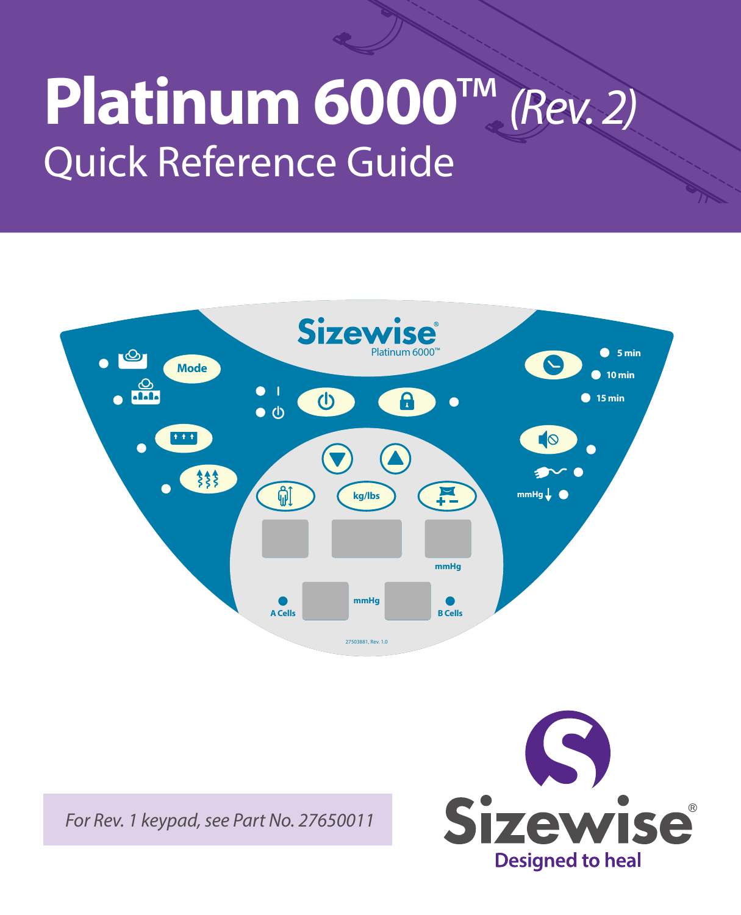# Platinum 6000™ *(Rev. 2)*

## Quick Reference Guide

Sizewise®
Platinum 6000™

Mode

5 min
10 min
15 min

kg/lbs

mmHg

mmHg

A Cells

B Cells

mmHg

27503881, Rev. 1.0

*For Rev. 1 keypad, see Part No. 27650011*

Sizewise®
Designed to heal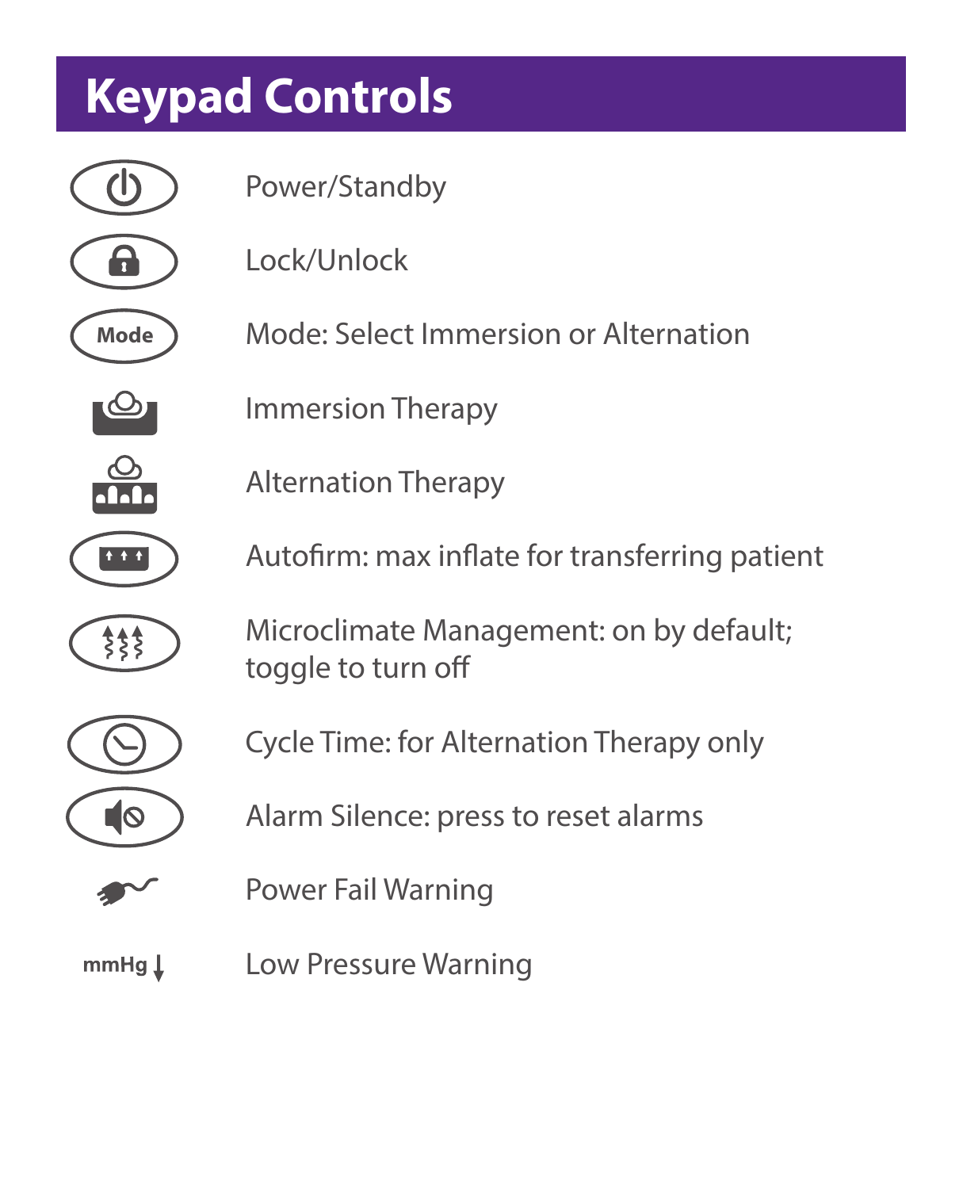# Keypad Controls

| | |
|---|---|
| | Power/Standby |
| | Lock/Unlock |
| Mode | Mode: Select Immersion or Alternation |
| | Immersion Therapy |
| | Alternation Therapy |
| | Autofirm: max inflate for transferring patient |
| | Microclimate Management: on by default; toggle to turn off |
| | Cycle Time: for Alternation Therapy only |
| | Alarm Silence: press to reset alarms |
| | Power Fail Warning |
| mmHg ↓ | Low Pressure Warning |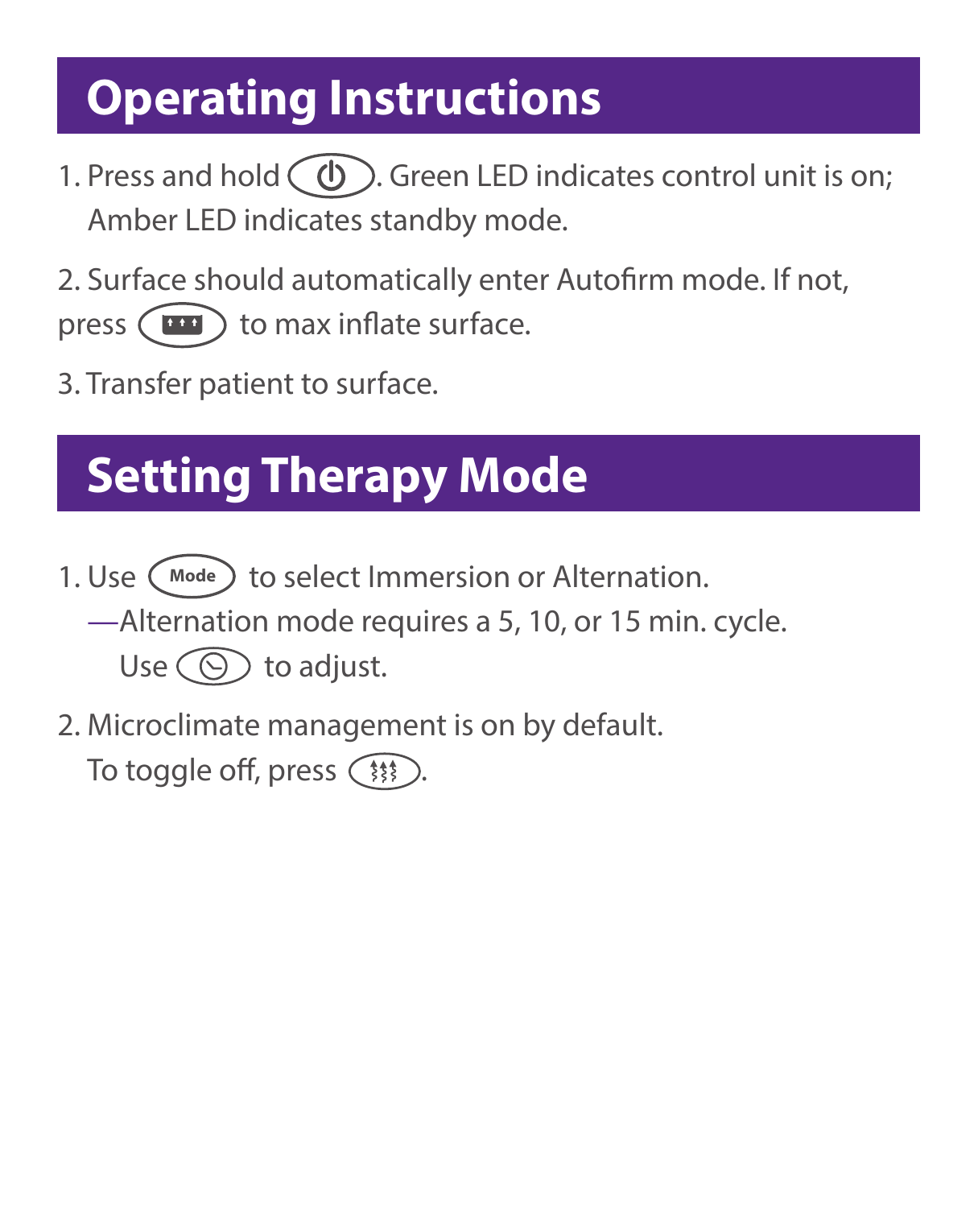## Operating Instructions

1. Press and hold (⏻). Green LED indicates control unit is on; Amber LED indicates standby mode.
2. Surface should automatically enter Autofirm mode. If not, press ( ) to max inflate surface.
3. Transfer patient to surface.

## Setting Therapy Mode

1. Use (Mode) to select Immersion or Alternation.
   —Alternation mode requires a 5, 10, or 15 min. cycle. Use ( ) to adjust.
2. Microclimate management is on by default. To toggle off, press ( ).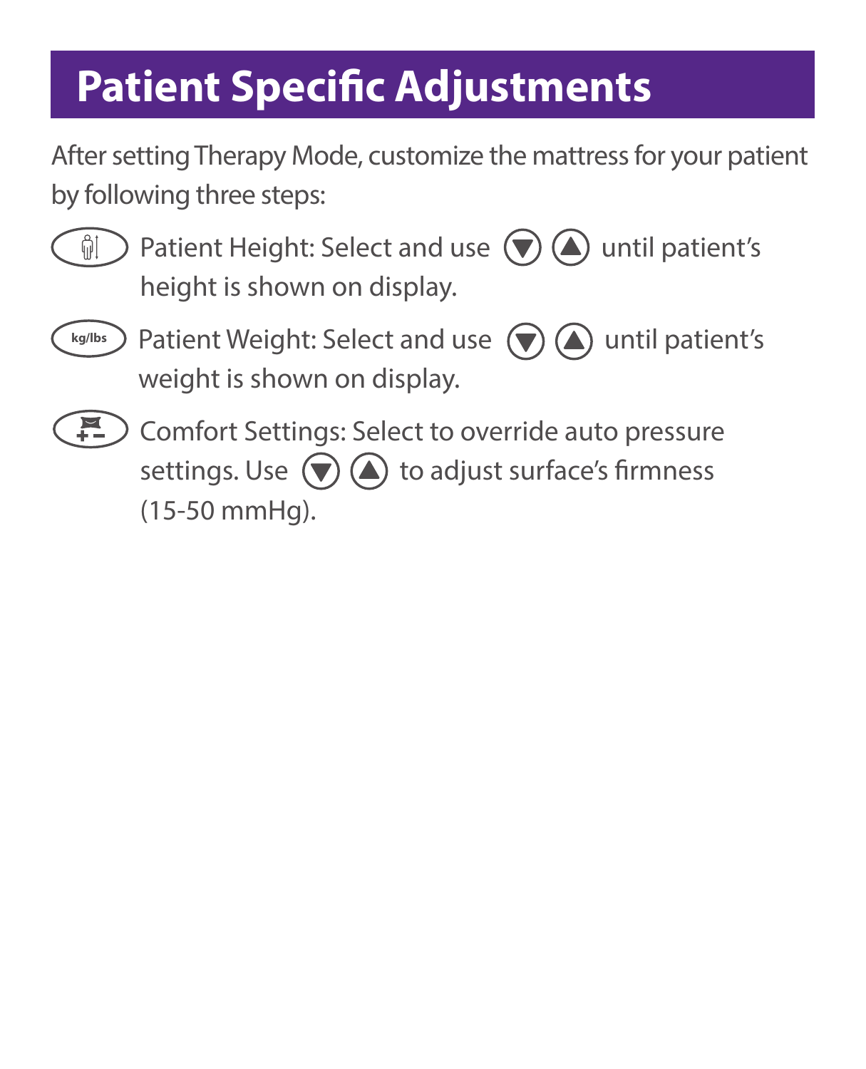# Patient Specific Adjustments

After setting Therapy Mode, customize the mattress for your patient by following three steps:

- Patient Height: Select and use ▼ ▲ until patient's height is shown on display.
- kg/lbs Patient Weight: Select and use ▼ ▲ until patient's weight is shown on display.
- Comfort Settings: Select to override auto pressure settings. Use ▼ ▲ to adjust surface's firmness (15-50 mmHg).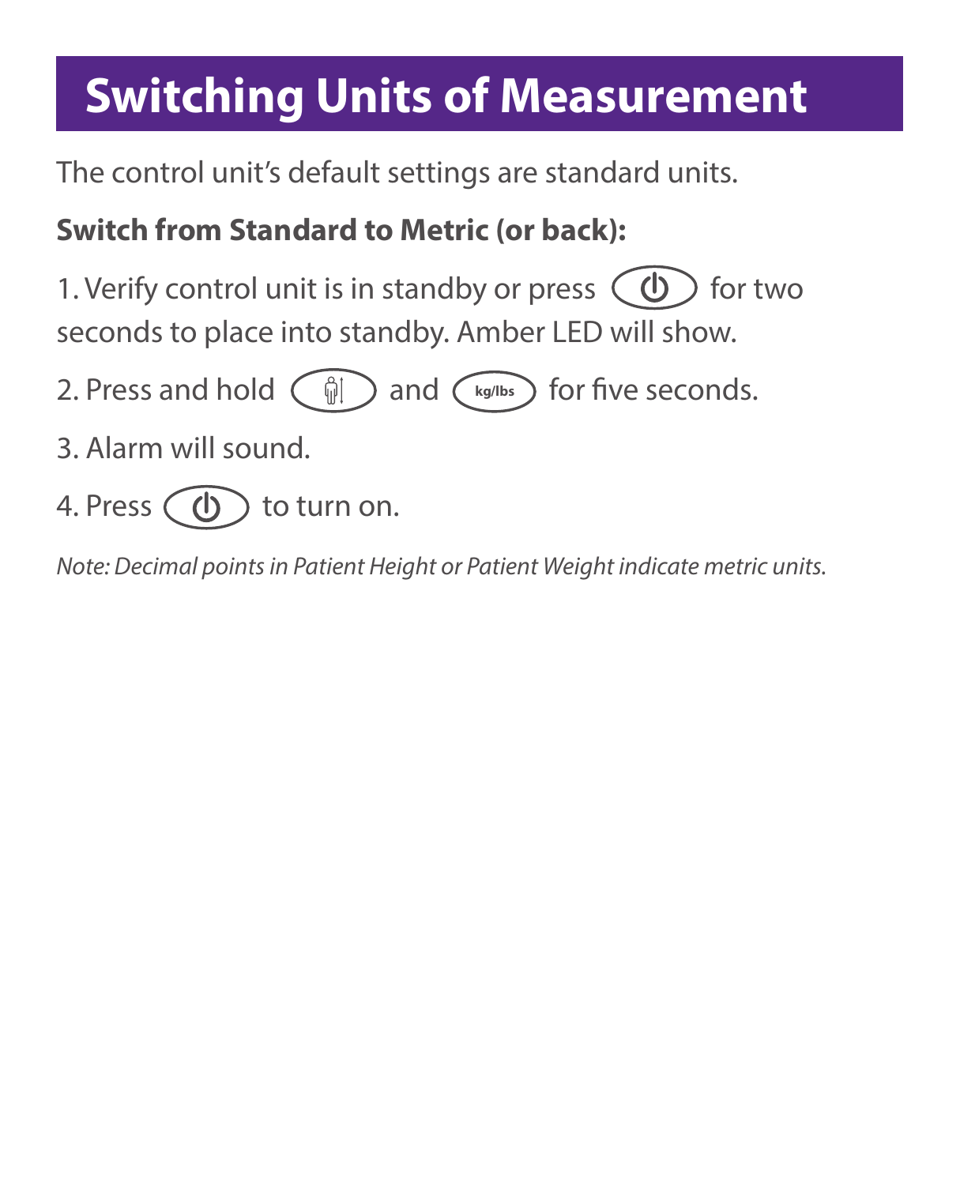# Switching Units of Measurement

The control unit's default settings are standard units.

**Switch from Standard to Metric (or back):**

1. Verify control unit is in standby or press (⏻) for two seconds to place into standby. Amber LED will show.
2. Press and hold (patient height button) and (kg/lbs) for five seconds.
3. Alarm will sound.
4. Press (⏻) to turn on.

*Note: Decimal points in Patient Height or Patient Weight indicate metric units.*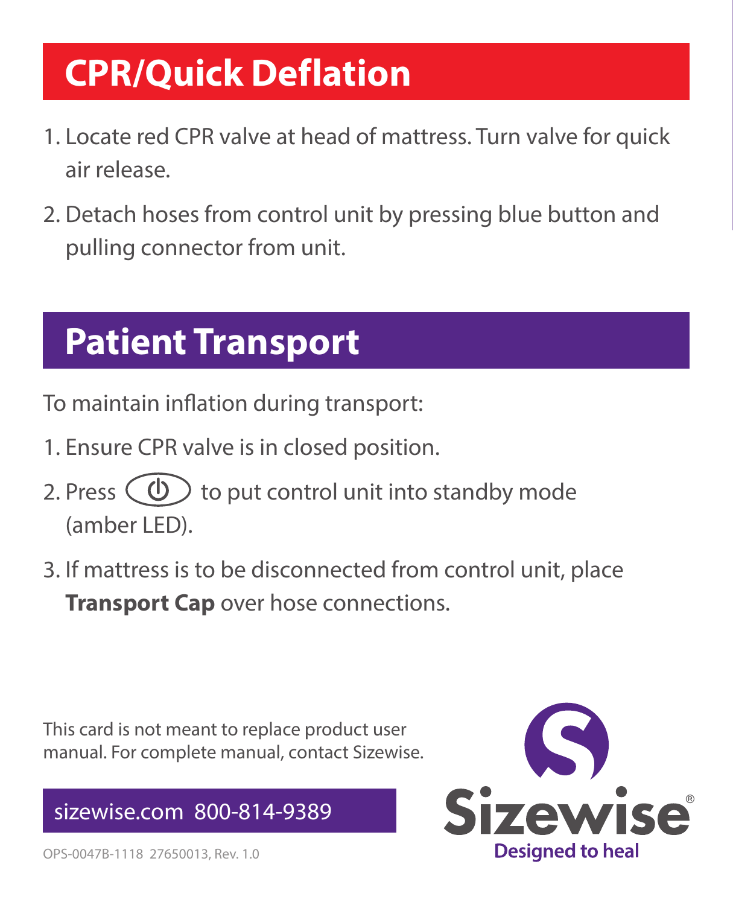# CPR/Quick Deflation

1. Locate red CPR valve at head of mattress. Turn valve for quick air release.
2. Detach hoses from control unit by pressing blue button and pulling connector from unit.

# Patient Transport

To maintain inflation during transport:

1. Ensure CPR valve is in closed position.
2. Press ⏻ to put control unit into standby mode (amber LED).
3. If mattress is to be disconnected from control unit, place **Transport Cap** over hose connections.

This card is not meant to replace product user manual. For complete manual, contact Sizewise.

sizewise.com 800-814-9389

Sizewise®
Designed to heal

OPS-0047B-1118 27650013, Rev. 1.0